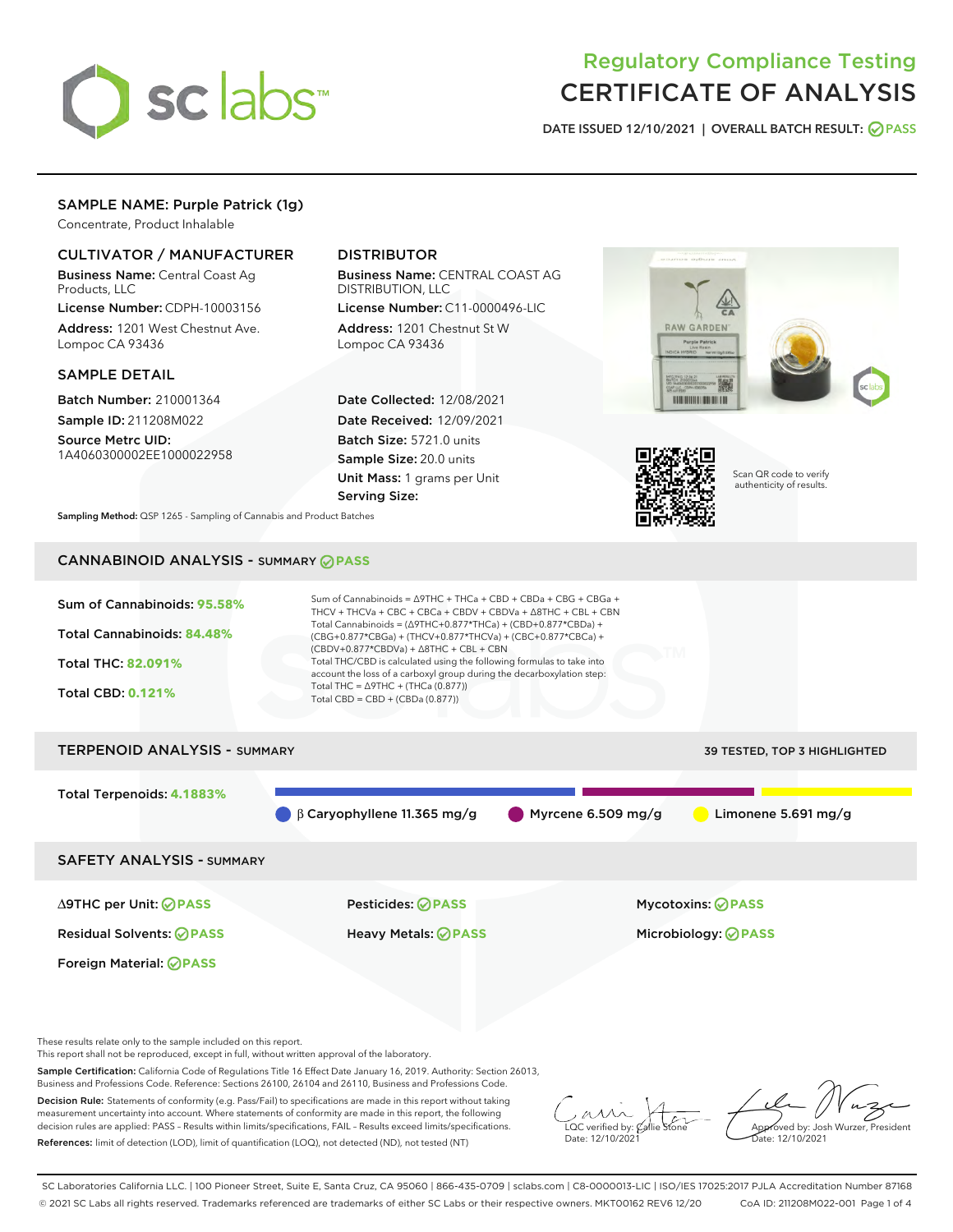# Regulatory Compliance Testing
# CERTIFICATE OF ANALYSIS

DATE ISSUED 12/10/2021 | OVERALL BATCH RESULT: PASS

## SAMPLE NAME: Purple Patrick (1g)

Concentrate, Product Inhalable

### CULTIVATOR / MANUFACTURER

**Business Name:** Central Coast Ag Products, LLC

**License Number:** CDPH-10003156

**Address:** 1201 West Chestnut Ave. Lompoc CA 93436

### DISTRIBUTOR

**Business Name:** CENTRAL COAST AG DISTRIBUTION, LLC

**License Number:** C11-0000496-LIC

**Address:** 1201 Chestnut St W Lompoc CA 93436

### SAMPLE DETAIL

**Batch Number:** 210001364

**Sample ID:** 211208M022

**Source Metrc UID:** 1A4060300002EE1000022958

**Date Collected:** 12/08/2021

**Date Received:** 12/09/2021

**Batch Size:** 5721.0 units

**Sample Size:** 20.0 units

**Unit Mass:** 1 grams per Unit

**Serving Size:**

Scan QR code to verify authenticity of results.

**Sampling Method:** QSP 1265 - Sampling of Cannabis and Product Batches

## CANNABINOID ANALYSIS - SUMMARY PASS

Sum of Cannabinoids: **95.58%**

Total Cannabinoids: **84.48%**

Total THC: **82.091%**

Total CBD: **0.121%**

Sum of Cannabinoids = Δ9THC + THCa + CBD + CBDa + CBG + CBGa + THCV + THCVa + CBC + CBCa + CBDV + CBDVa + Δ8THC + CBL + CBN

Total Cannabinoids = (Δ9THC+0.877*THCa) + (CBD+0.877*CBDa) + (CBG+0.877*CBGa) + (THCV+0.877*THCVa) + (CBC+0.877*CBCa) + (CBDV+0.877*CBDVa) + Δ8THC + CBL + CBN

Total THC/CBD is calculated using the following formulas to take into account the loss of a carboxyl group during the decarboxylation step:

Total THC = Δ9THC + (THCa (0.877))

Total CBD = CBD + (CBDa (0.877))

## TERPENOID ANALYSIS - SUMMARY

39 TESTED, TOP 3 HIGHLIGHTED

Total Terpenoids: **4.1883%**

- β Caryophyllene 11.365 mg/g
- Myrcene 6.509 mg/g
- Limonene 5.691 mg/g

## SAFETY ANALYSIS - SUMMARY

| | | |
|---|---|---|
| Δ9THC per Unit: PASS | Pesticides: PASS | Mycotoxins: PASS |
| Residual Solvents: PASS | Heavy Metals: PASS | Microbiology: PASS |
| Foreign Material: PASS | | |

These results relate only to the sample included on this report.

This report shall not be reproduced, except in full, without written approval of the laboratory.

**Sample Certification:** California Code of Regulations Title 16 Effect Date January 16, 2019. Authority: Section 26013, Business and Professions Code. Reference: Sections 26100, 26104 and 26110, Business and Professions Code.

**Decision Rule:** Statements of conformity (e.g. Pass/Fail) to specifications are made in this report without taking measurement uncertainty into account. Where statements of conformity are made in this report, the following decision rules are applied: PASS – Results within limits/specifications, FAIL – Results exceed limits/specifications.

**References:** limit of detection (LOD), limit of quantification (LOQ), not detected (ND), not tested (NT)

LQC verified by: Callie Stone
Date: 12/10/2021

Approved by: Josh Wurzer, President
Date: 12/10/2021

SC Laboratories California LLC. | 100 Pioneer Street, Suite E, Santa Cruz, CA 95060 | 866-435-0709 | sclabs.com | C8-0000013-LIC | ISO/IES 17025:2017 PJLA Accreditation Number 87168

© 2021 SC Labs all rights reserved. Trademarks referenced are trademarks of either SC Labs or their respective owners. MKT00162 REV6 12/20 CoA ID: 211208M022-001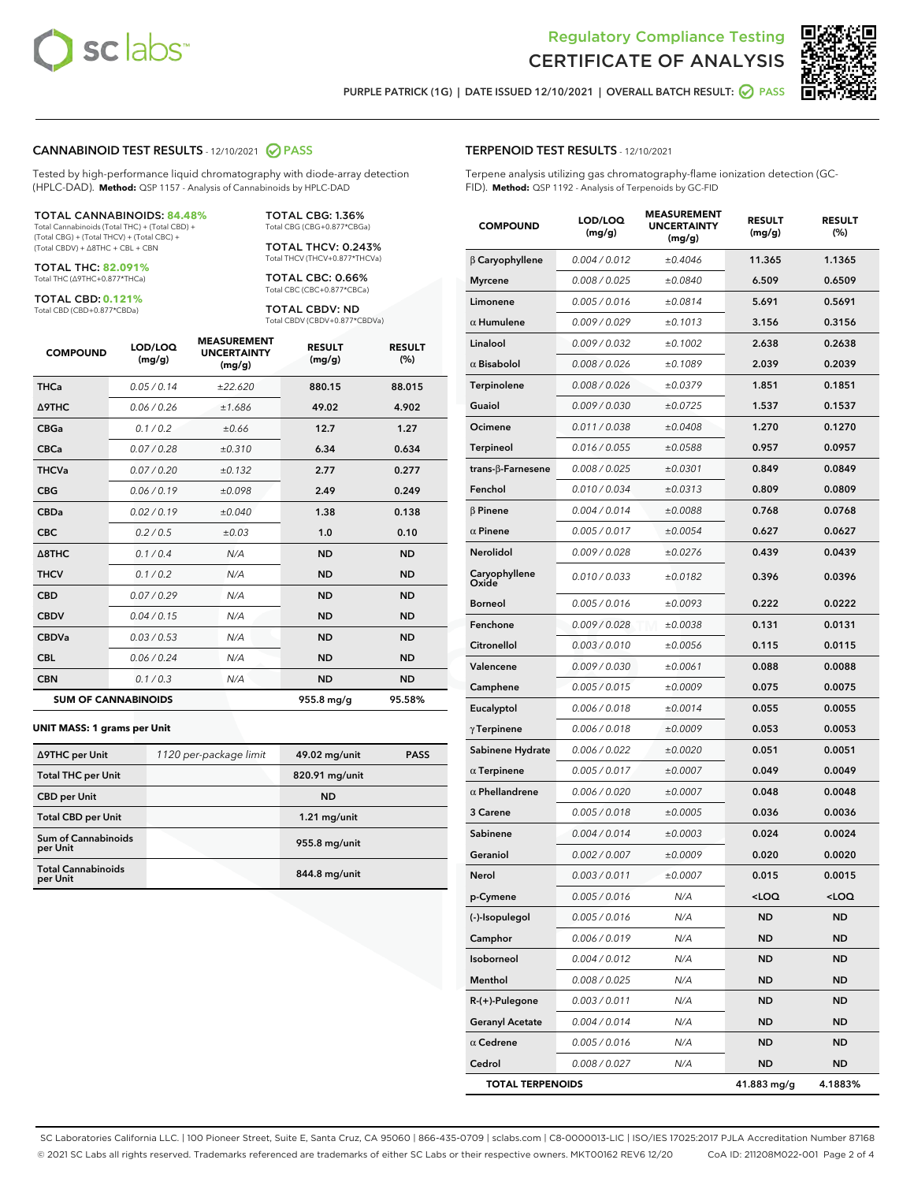# Regulatory Compliance Testing
# CERTIFICATE OF ANALYSIS

PURPLE PATRICK (1G) | DATE ISSUED 12/10/2021 | OVERALL BATCH RESULT: PASS

## CANNABINOID TEST RESULTS - 12/10/2021 PASS

Tested by high-performance liquid chromatography with diode-array detection (HPLC-DAD). **Method:** QSP 1157 - Analysis of Cannabinoids by HPLC-DAD

**TOTAL CANNABINOIDS: 84.48%**
Total Cannabinoids (Total THC) + (Total CBD) + (Total CBG) + (Total THCV) + (Total CBC) + (Total CBDV) + Δ8THC + CBL + CBN

**TOTAL THC: 82.091%**
Total THC (Δ9THC+0.877*THCa)

**TOTAL CBD: 0.121%**
Total CBD (CBD+0.877*CBDa)

**TOTAL CBG: 1.36%**
Total CBG (CBG+0.877*CBGa)

**TOTAL THCV: 0.243%**
Total THCV (THCV+0.877*THCVa)

**TOTAL CBC: 0.66%**
Total CBC (CBC+0.877*CBCa)

**TOTAL CBDV: ND**
Total CBDV (CBDV+0.877*CBDVa)

| COMPOUND | LOD/LOQ (mg/g) | MEASUREMENT UNCERTAINTY (mg/g) | RESULT (mg/g) | RESULT (%) |
|---|---|---|---|---|
| THCa | 0.05 / 0.14 | ±22.620 | 880.15 | 88.015 |
| Δ9THC | 0.06 / 0.26 | ±1.686 | 49.02 | 4.902 |
| CBGa | 0.1 / 0.2 | ±0.66 | 12.7 | 1.27 |
| CBCa | 0.07 / 0.28 | ±0.310 | 6.34 | 0.634 |
| THCVa | 0.07 / 0.20 | ±0.132 | 2.77 | 0.277 |
| CBG | 0.06 / 0.19 | ±0.098 | 2.49 | 0.249 |
| CBDa | 0.02 / 0.19 | ±0.040 | 1.38 | 0.138 |
| CBC | 0.2 / 0.5 | ±0.03 | 1.0 | 0.10 |
| Δ8THC | 0.1 / 0.4 | N/A | ND | ND |
| THCV | 0.1 / 0.2 | N/A | ND | ND |
| CBD | 0.07 / 0.29 | N/A | ND | ND |
| CBDV | 0.04 / 0.15 | N/A | ND | ND |
| CBDVa | 0.03 / 0.53 | N/A | ND | ND |
| CBL | 0.06 / 0.24 | N/A | ND | ND |
| CBN | 0.1 / 0.3 | N/A | ND | ND |
| **SUM OF CANNABINOIDS** | | | 955.8 mg/g | 95.58% |

**UNIT MASS: 1 grams per Unit**

| | | | |
|---|---|---|---|
| Δ9THC per Unit | 1120 per-package limit | 49.02 mg/unit | PASS |
| Total THC per Unit | | 820.91 mg/unit | |
| CBD per Unit | | ND | |
| Total CBD per Unit | | 1.21 mg/unit | |
| Sum of Cannabinoids per Unit | | 955.8 mg/unit | |
| Total Cannabinoids per Unit | | 844.8 mg/unit | |

## TERPENOID TEST RESULTS - 12/10/2021

Terpene analysis utilizing gas chromatography-flame ionization detection (GC-FID). **Method:** QSP 1192 - Analysis of Terpenoids by GC-FID

| COMPOUND | LOD/LOQ (mg/g) | MEASUREMENT UNCERTAINTY (mg/g) | RESULT (mg/g) | RESULT (%) |
|---|---|---|---|---|
| β Caryophyllene | 0.004 / 0.012 | ±0.4046 | 11.365 | 1.1365 |
| Myrcene | 0.008 / 0.025 | ±0.0840 | 6.509 | 0.6509 |
| Limonene | 0.005 / 0.016 | ±0.0814 | 5.691 | 0.5691 |
| α Humulene | 0.009 / 0.029 | ±0.1013 | 3.156 | 0.3156 |
| Linalool | 0.009 / 0.032 | ±0.1002 | 2.638 | 0.2638 |
| α Bisabolol | 0.008 / 0.026 | ±0.1089 | 2.039 | 0.2039 |
| Terpinolene | 0.008 / 0.026 | ±0.0379 | 1.851 | 0.1851 |
| Guaiol | 0.009 / 0.030 | ±0.0725 | 1.537 | 0.1537 |
| Ocimene | 0.011 / 0.038 | ±0.0408 | 1.270 | 0.1270 |
| Terpineol | 0.016 / 0.055 | ±0.0588 | 0.957 | 0.0957 |
| trans-β-Farnesene | 0.008 / 0.025 | ±0.0301 | 0.849 | 0.0849 |
| Fenchol | 0.010 / 0.034 | ±0.0313 | 0.809 | 0.0809 |
| β Pinene | 0.004 / 0.014 | ±0.0088 | 0.768 | 0.0768 |
| α Pinene | 0.005 / 0.017 | ±0.0054 | 0.627 | 0.0627 |
| Nerolidol | 0.009 / 0.028 | ±0.0276 | 0.439 | 0.0439 |
| Caryophyllene Oxide | 0.010 / 0.033 | ±0.0182 | 0.396 | 0.0396 |
| Borneol | 0.005 / 0.016 | ±0.0093 | 0.222 | 0.0222 |
| Fenchone | 0.009 / 0.028 | ±0.0038 | 0.131 | 0.0131 |
| Citronellol | 0.003 / 0.010 | ±0.0056 | 0.115 | 0.0115 |
| Valencene | 0.009 / 0.030 | ±0.0061 | 0.088 | 0.0088 |
| Camphene | 0.005 / 0.015 | ±0.0009 | 0.075 | 0.0075 |
| Eucalyptol | 0.006 / 0.018 | ±0.0014 | 0.055 | 0.0055 |
| γ Terpinene | 0.006 / 0.018 | ±0.0009 | 0.053 | 0.0053 |
| Sabinene Hydrate | 0.006 / 0.022 | ±0.0020 | 0.051 | 0.0051 |
| α Terpinene | 0.005 / 0.017 | ±0.0007 | 0.049 | 0.0049 |
| α Phellandrene | 0.006 / 0.020 | ±0.0007 | 0.048 | 0.0048 |
| 3 Carene | 0.005 / 0.018 | ±0.0005 | 0.036 | 0.0036 |
| Sabinene | 0.004 / 0.014 | ±0.0003 | 0.024 | 0.0024 |
| Geraniol | 0.002 / 0.007 | ±0.0009 | 0.020 | 0.0020 |
| Nerol | 0.003 / 0.011 | ±0.0007 | 0.015 | 0.0015 |
| p-Cymene | 0.005 / 0.016 | N/A | <LOQ | <LOQ |
| (-)-Isopulegol | 0.005 / 0.016 | N/A | ND | ND |
| Camphor | 0.006 / 0.019 | N/A | ND | ND |
| Isoborneol | 0.004 / 0.012 | N/A | ND | ND |
| Menthol | 0.008 / 0.025 | N/A | ND | ND |
| R-(+)-Pulegone | 0.003 / 0.011 | N/A | ND | ND |
| Geranyl Acetate | 0.004 / 0.014 | N/A | ND | ND |
| α Cedrene | 0.005 / 0.016 | N/A | ND | ND |
| Cedrol | 0.008 / 0.027 | N/A | ND | ND |
| **TOTAL TERPENOIDS** | | | 41.883 mg/g | 4.1883% |

SC Laboratories California LLC. | 100 Pioneer Street, Suite E, Santa Cruz, CA 95060 | 866-435-0709 | sclabs.com | C8-0000013-LIC | ISO/IES 17025:2017 PJLA Accreditation Number 87168
© 2021 SC Labs all rights reserved. Trademarks referenced are trademarks of either SC Labs or their respective owners. MKT00162 REV6 12/20 CoA ID: 211208M022-001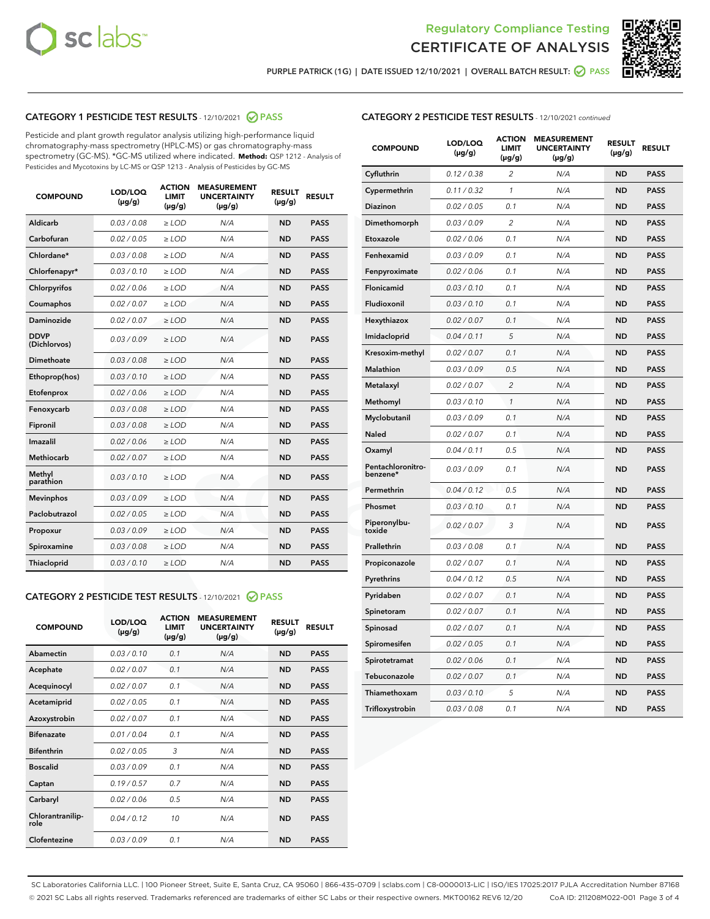Regulatory Compliance Testing

CERTIFICATE OF ANALYSIS

PURPLE PATRICK (1G) | DATE ISSUED 12/10/2021 | OVERALL BATCH RESULT: PASS

## CATEGORY 1 PESTICIDE TEST RESULTS - 12/10/2021 PASS

Pesticide and plant growth regulator analysis utilizing high-performance liquid chromatography-mass spectrometry (HPLC-MS) or gas chromatography-mass spectrometry (GC-MS). *GC-MS utilized where indicated. **Method:** QSP 1212 - Analysis of Pesticides and Mycotoxins by LC-MS or QSP 1213 - Analysis of Pesticides by GC-MS

| COMPOUND | LOD/LOQ (µg/g) | ACTION LIMIT (µg/g) | MEASUREMENT UNCERTAINTY (µg/g) | RESULT (µg/g) | RESULT |
|---|---|---|---|---|---|
| Aldicarb | 0.03 / 0.08 | ≥ LOD | N/A | ND | PASS |
| Carbofuran | 0.02 / 0.05 | ≥ LOD | N/A | ND | PASS |
| Chlordane* | 0.03 / 0.08 | ≥ LOD | N/A | ND | PASS |
| Chlorfenapyr* | 0.03 / 0.10 | ≥ LOD | N/A | ND | PASS |
| Chlorpyrifos | 0.02 / 0.06 | ≥ LOD | N/A | ND | PASS |
| Coumaphos | 0.02 / 0.07 | ≥ LOD | N/A | ND | PASS |
| Daminozide | 0.02 / 0.07 | ≥ LOD | N/A | ND | PASS |
| DDVP (Dichlorvos) | 0.03 / 0.09 | ≥ LOD | N/A | ND | PASS |
| Dimethoate | 0.03 / 0.08 | ≥ LOD | N/A | ND | PASS |
| Ethoprop(hos) | 0.03 / 0.10 | ≥ LOD | N/A | ND | PASS |
| Etofenprox | 0.02 / 0.06 | ≥ LOD | N/A | ND | PASS |
| Fenoxycarb | 0.03 / 0.08 | ≥ LOD | N/A | ND | PASS |
| Fipronil | 0.03 / 0.08 | ≥ LOD | N/A | ND | PASS |
| Imazalil | 0.02 / 0.06 | ≥ LOD | N/A | ND | PASS |
| Methiocarb | 0.02 / 0.07 | ≥ LOD | N/A | ND | PASS |
| Methyl parathion | 0.03 / 0.10 | ≥ LOD | N/A | ND | PASS |
| Mevinphos | 0.03 / 0.09 | ≥ LOD | N/A | ND | PASS |
| Paclobutrazol | 0.02 / 0.05 | ≥ LOD | N/A | ND | PASS |
| Propoxur | 0.03 / 0.09 | ≥ LOD | N/A | ND | PASS |
| Spiroxamine | 0.03 / 0.08 | ≥ LOD | N/A | ND | PASS |
| Thiacloprid | 0.03 / 0.10 | ≥ LOD | N/A | ND | PASS |

## CATEGORY 2 PESTICIDE TEST RESULTS - 12/10/2021 PASS

| COMPOUND | LOD/LOQ (µg/g) | ACTION LIMIT (µg/g) | MEASUREMENT UNCERTAINTY (µg/g) | RESULT (µg/g) | RESULT |
|---|---|---|---|---|---|
| Abamectin | 0.03 / 0.10 | 0.1 | N/A | ND | PASS |
| Acephate | 0.02 / 0.07 | 0.1 | N/A | ND | PASS |
| Acequinocyl | 0.02 / 0.07 | 0.1 | N/A | ND | PASS |
| Acetamiprid | 0.02 / 0.05 | 0.1 | N/A | ND | PASS |
| Azoxystrobin | 0.02 / 0.07 | 0.1 | N/A | ND | PASS |
| Bifenazate | 0.01 / 0.04 | 0.1 | N/A | ND | PASS |
| Bifenthrin | 0.02 / 0.05 | 3 | N/A | ND | PASS |
| Boscalid | 0.03 / 0.09 | 0.1 | N/A | ND | PASS |
| Captan | 0.19 / 0.57 | 0.7 | N/A | ND | PASS |
| Carbaryl | 0.02 / 0.06 | 0.5 | N/A | ND | PASS |
| Chlorantraniliprole | 0.04 / 0.12 | 10 | N/A | ND | PASS |
| Clofentezine | 0.03 / 0.09 | 0.1 | N/A | ND | PASS |
| Cyfluthrin | 0.12 / 0.38 | 2 | N/A | ND | PASS |
| Cypermethrin | 0.11 / 0.32 | 1 | N/A | ND | PASS |
| Diazinon | 0.02 / 0.05 | 0.1 | N/A | ND | PASS |
| Dimethomorph | 0.03 / 0.09 | 2 | N/A | ND | PASS |
| Etoxazole | 0.02 / 0.06 | 0.1 | N/A | ND | PASS |
| Fenhexamid | 0.03 / 0.09 | 0.1 | N/A | ND | PASS |
| Fenpyroximate | 0.02 / 0.06 | 0.1 | N/A | ND | PASS |
| Flonicamid | 0.03 / 0.10 | 0.1 | N/A | ND | PASS |
| Fludioxonil | 0.03 / 0.10 | 0.1 | N/A | ND | PASS |
| Hexythiazox | 0.02 / 0.07 | 0.1 | N/A | ND | PASS |
| Imidacloprid | 0.04 / 0.11 | 5 | N/A | ND | PASS |
| Kresoxim-methyl | 0.02 / 0.07 | 0.1 | N/A | ND | PASS |
| Malathion | 0.03 / 0.09 | 0.5 | N/A | ND | PASS |
| Metalaxyl | 0.02 / 0.07 | 2 | N/A | ND | PASS |
| Methomyl | 0.03 / 0.10 | 1 | N/A | ND | PASS |
| Myclobutanil | 0.03 / 0.09 | 0.1 | N/A | ND | PASS |
| Naled | 0.02 / 0.07 | 0.1 | N/A | ND | PASS |
| Oxamyl | 0.04 / 0.11 | 0.5 | N/A | ND | PASS |
| Pentachloronitrobenzene* | 0.03 / 0.09 | 0.1 | N/A | ND | PASS |
| Permethrin | 0.04 / 0.12 | 0.5 | N/A | ND | PASS |
| Phosmet | 0.03 / 0.10 | 0.1 | N/A | ND | PASS |
| Piperonylbutoxide | 0.02 / 0.07 | 3 | N/A | ND | PASS |
| Prallethrin | 0.03 / 0.08 | 0.1 | N/A | ND | PASS |
| Propiconazole | 0.02 / 0.07 | 0.1 | N/A | ND | PASS |
| Pyrethrins | 0.04 / 0.12 | 0.5 | N/A | ND | PASS |
| Pyridaben | 0.02 / 0.07 | 0.1 | N/A | ND | PASS |
| Spinetoram | 0.02 / 0.07 | 0.1 | N/A | ND | PASS |
| Spinosad | 0.02 / 0.07 | 0.1 | N/A | ND | PASS |
| Spiromesifen | 0.02 / 0.05 | 0.1 | N/A | ND | PASS |
| Spirotetramat | 0.02 / 0.06 | 0.1 | N/A | ND | PASS |
| Tebuconazole | 0.02 / 0.07 | 0.1 | N/A | ND | PASS |
| Thiamethoxam | 0.03 / 0.10 | 5 | N/A | ND | PASS |
| Trifloxystrobin | 0.03 / 0.08 | 0.1 | N/A | ND | PASS |

SC Laboratories California LLC. | 100 Pioneer Street, Suite E, Santa Cruz, CA 95060 | 866-435-0709 | sclabs.com | C8-0000013-LIC | ISO/IES 17025:2017 PJLA Accreditation Number 87168
© 2021 SC Labs all rights reserved. Trademarks referenced are trademarks of either SC Labs or their respective owners. MKT00162 REV6 12/20 CoA ID: 211208M022-001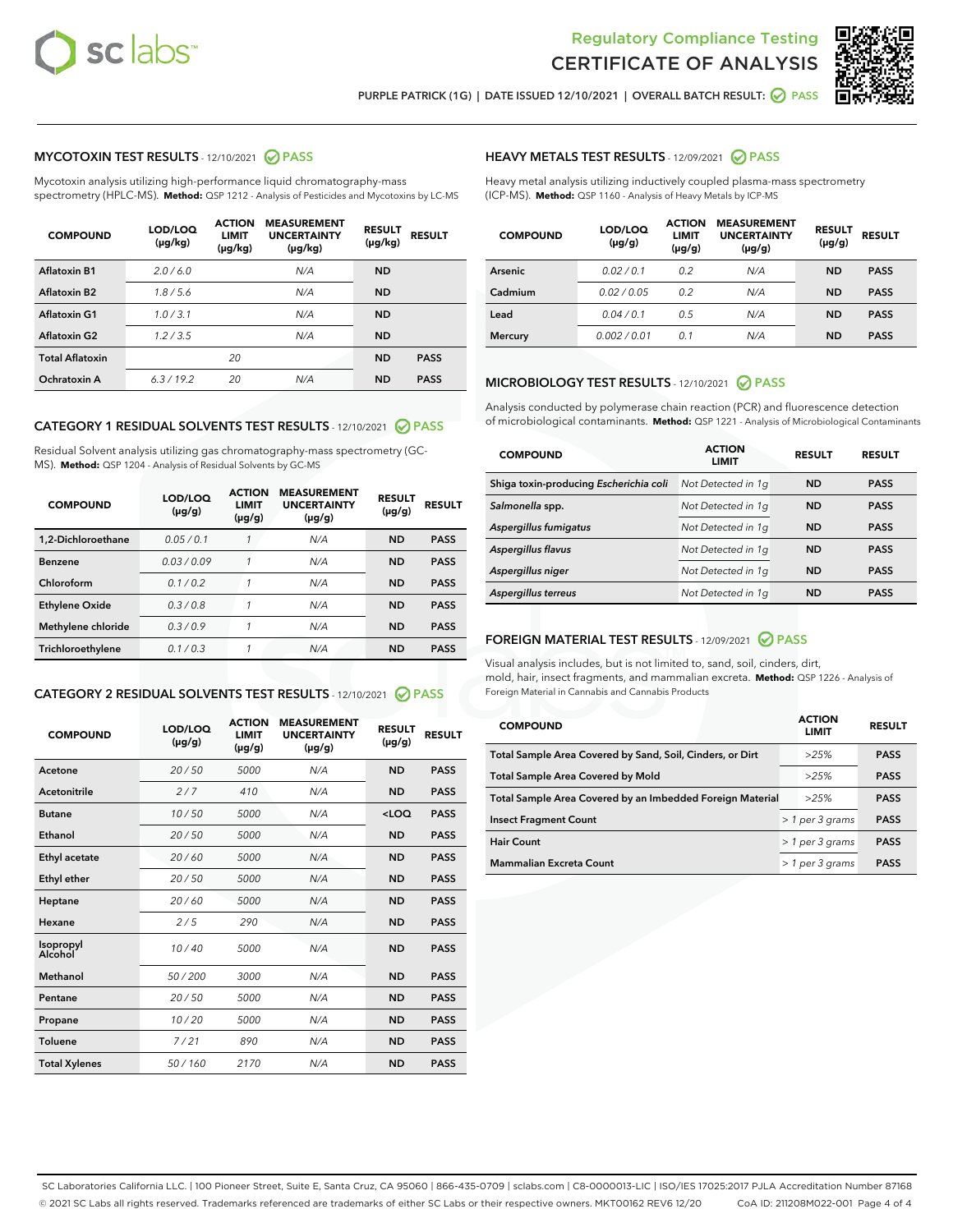Regulatory Compliance Testing
CERTIFICATE OF ANALYSIS

PURPLE PATRICK (1G) | DATE ISSUED 12/10/2021 | OVERALL BATCH RESULT: PASS

## MYCOTOXIN TEST RESULTS - 12/10/2021 PASS

Mycotoxin analysis utilizing high-performance liquid chromatography-mass spectrometry (HPLC-MS). **Method:** QSP 1212 - Analysis of Pesticides and Mycotoxins by LC-MS

| COMPOUND | LOD/LOQ (µg/kg) | ACTION LIMIT (µg/kg) | MEASUREMENT UNCERTAINTY (µg/kg) | RESULT (µg/kg) | RESULT |
|---|---|---|---|---|---|
| Aflatoxin B1 | 2.0 / 6.0 | | N/A | ND | |
| Aflatoxin B2 | 1.8 / 5.6 | | N/A | ND | |
| Aflatoxin G1 | 1.0 / 3.1 | | N/A | ND | |
| Aflatoxin G2 | 1.2 / 3.5 | | N/A | ND | |
| Total Aflatoxin | | 20 | | ND | PASS |
| Ochratoxin A | 6.3 / 19.2 | 20 | N/A | ND | PASS |

## CATEGORY 1 RESIDUAL SOLVENTS TEST RESULTS - 12/10/2021 PASS

Residual Solvent analysis utilizing gas chromatography-mass spectrometry (GC-MS). **Method:** QSP 1204 - Analysis of Residual Solvents by GC-MS

| COMPOUND | LOD/LOQ (µg/g) | ACTION LIMIT (µg/g) | MEASUREMENT UNCERTAINTY (µg/g) | RESULT (µg/g) | RESULT |
|---|---|---|---|---|---|
| 1,2-Dichloroethane | 0.05 / 0.1 | 1 | N/A | ND | PASS |
| Benzene | 0.03 / 0.09 | 1 | N/A | ND | PASS |
| Chloroform | 0.1 / 0.2 | 1 | N/A | ND | PASS |
| Ethylene Oxide | 0.3 / 0.8 | 1 | N/A | ND | PASS |
| Methylene chloride | 0.3 / 0.9 | 1 | N/A | ND | PASS |
| Trichloroethylene | 0.1 / 0.3 | 1 | N/A | ND | PASS |

## CATEGORY 2 RESIDUAL SOLVENTS TEST RESULTS - 12/10/2021 PASS

| COMPOUND | LOD/LOQ (µg/g) | ACTION LIMIT (µg/g) | MEASUREMENT UNCERTAINTY (µg/g) | RESULT (µg/g) | RESULT |
|---|---|---|---|---|---|
| Acetone | 20 / 50 | 5000 | N/A | ND | PASS |
| Acetonitrile | 2 / 7 | 410 | N/A | ND | PASS |
| Butane | 10 / 50 | 5000 | N/A | <LOQ | PASS |
| Ethanol | 20 / 50 | 5000 | N/A | ND | PASS |
| Ethyl acetate | 20 / 60 | 5000 | N/A | ND | PASS |
| Ethyl ether | 20 / 50 | 5000 | N/A | ND | PASS |
| Heptane | 20 / 60 | 5000 | N/A | ND | PASS |
| Hexane | 2 / 5 | 290 | N/A | ND | PASS |
| Isopropyl Alcohol | 10 / 40 | 5000 | N/A | ND | PASS |
| Methanol | 50 / 200 | 3000 | N/A | ND | PASS |
| Pentane | 20 / 50 | 5000 | N/A | ND | PASS |
| Propane | 10 / 20 | 5000 | N/A | ND | PASS |
| Toluene | 7 / 21 | 890 | N/A | ND | PASS |
| Total Xylenes | 50 / 160 | 2170 | N/A | ND | PASS |

## HEAVY METALS TEST RESULTS - 12/09/2021 PASS

Heavy metal analysis utilizing inductively coupled plasma-mass spectrometry (ICP-MS). **Method:** QSP 1160 - Analysis of Heavy Metals by ICP-MS

| COMPOUND | LOD/LOQ (µg/g) | ACTION LIMIT (µg/g) | MEASUREMENT UNCERTAINTY (µg/g) | RESULT (µg/g) | RESULT |
|---|---|---|---|---|---|
| Arsenic | 0.02 / 0.1 | 0.2 | N/A | ND | PASS |
| Cadmium | 0.02 / 0.05 | 0.2 | N/A | ND | PASS |
| Lead | 0.04 / 0.1 | 0.5 | N/A | ND | PASS |
| Mercury | 0.002 / 0.01 | 0.1 | N/A | ND | PASS |

## MICROBIOLOGY TEST RESULTS - 12/10/2021 PASS

Analysis conducted by polymerase chain reaction (PCR) and fluorescence detection of microbiological contaminants. **Method:** QSP 1221 - Analysis of Microbiological Contaminants

| COMPOUND | ACTION LIMIT | RESULT | RESULT |
|---|---|---|---|
| Shiga toxin-producing *Escherichia coli* | Not Detected in 1g | ND | PASS |
| *Salmonella* spp. | Not Detected in 1g | ND | PASS |
| *Aspergillus fumigatus* | Not Detected in 1g | ND | PASS |
| *Aspergillus flavus* | Not Detected in 1g | ND | PASS |
| *Aspergillus niger* | Not Detected in 1g | ND | PASS |
| *Aspergillus terreus* | Not Detected in 1g | ND | PASS |

## FOREIGN MATERIAL TEST RESULTS - 12/09/2021 PASS

Visual analysis includes, but is not limited to, sand, soil, cinders, dirt, mold, hair, insect fragments, and mammalian excreta. **Method:** QSP 1226 - Analysis of Foreign Material in Cannabis and Cannabis Products

| COMPOUND | ACTION LIMIT | RESULT |
|---|---|---|
| Total Sample Area Covered by Sand, Soil, Cinders, or Dirt | >25% | PASS |
| Total Sample Area Covered by Mold | >25% | PASS |
| Total Sample Area Covered by an Imbedded Foreign Material | >25% | PASS |
| Insect Fragment Count | > 1 per 3 grams | PASS |
| Hair Count | > 1 per 3 grams | PASS |
| Mammalian Excreta Count | > 1 per 3 grams | PASS |

SC Laboratories California LLC. | 100 Pioneer Street, Suite E, Santa Cruz, CA 95060 | 866-435-0709 | sclabs.com | C8-0000013-LIC | ISO/IES 17025:2017 PJLA Accreditation Number 87168
© 2021 SC Labs all rights reserved. Trademarks referenced are trademarks of either SC Labs or their respective owners. MKT00162 REV6 12/20 CoA ID: 211208M022-001